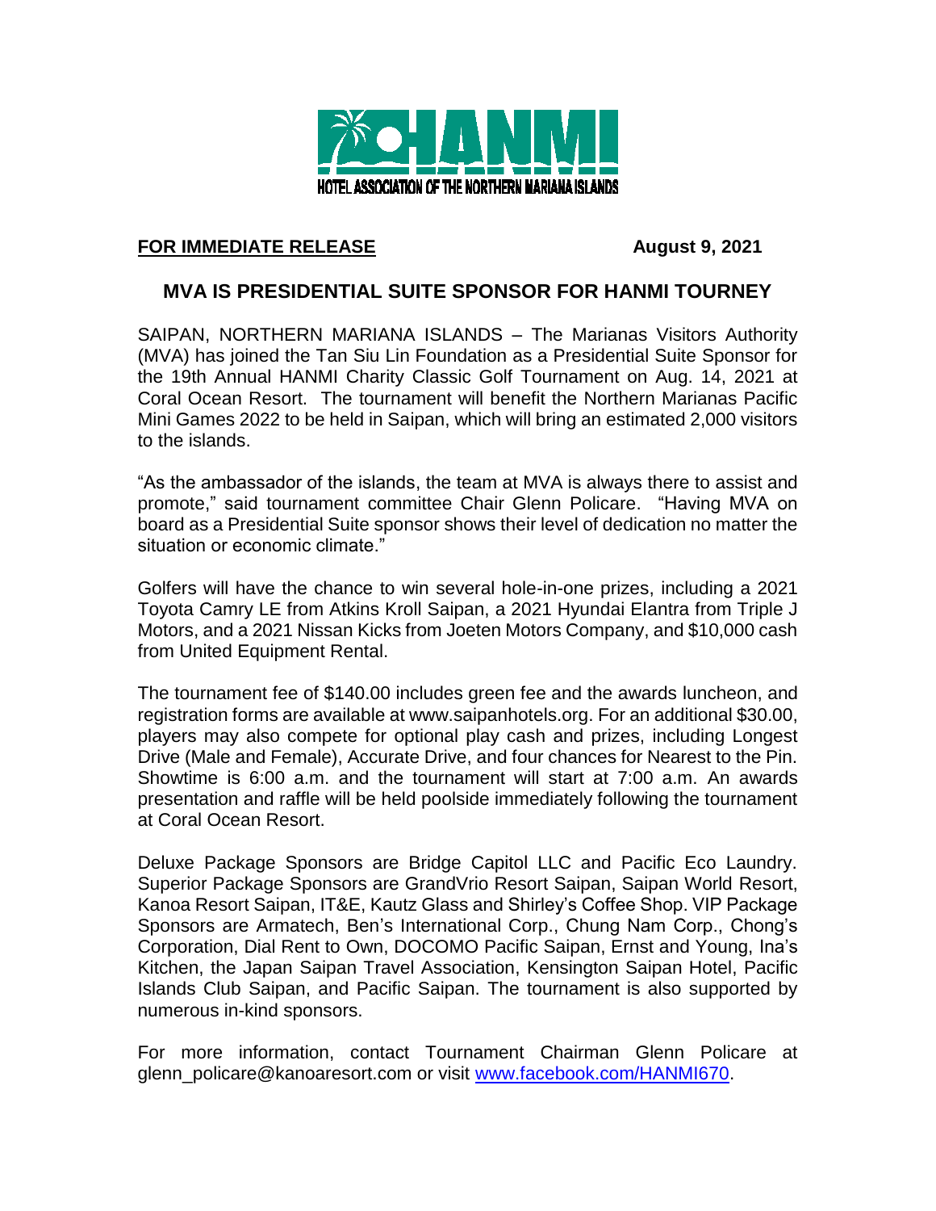HANMI

HOTEL ASSOCIATION OF THE NORTHERN MARIANA ISLANDS

**FOR IMMEDIATE RELEASE** **August 9, 2021**

## MVA IS PRESIDENTIAL SUITE SPONSOR FOR HANMI TOURNEY

SAIPAN, NORTHERN MARIANA ISLANDS – The Marianas Visitors Authority (MVA) has joined the Tan Siu Lin Foundation as a Presidential Suite Sponsor for the 19th Annual HANMI Charity Classic Golf Tournament on Aug. 14, 2021 at Coral Ocean Resort. The tournament will benefit the Northern Marianas Pacific Mini Games 2022 to be held in Saipan, which will bring an estimated 2,000 visitors to the islands.

"As the ambassador of the islands, the team at MVA is always there to assist and promote," said tournament committee Chair Glenn Policare. "Having MVA on board as a Presidential Suite sponsor shows their level of dedication no matter the situation or economic climate."

Golfers will have the chance to win several hole-in-one prizes, including a 2021 Toyota Camry LE from Atkins Kroll Saipan, a 2021 Hyundai Elantra from Triple J Motors, and a 2021 Nissan Kicks from Joeten Motors Company, and $10,000 cash from United Equipment Rental.

The tournament fee of $140.00 includes green fee and the awards luncheon, and registration forms are available at www.saipanhotels.org. For an additional $30.00, players may also compete for optional play cash and prizes, including Longest Drive (Male and Female), Accurate Drive, and four chances for Nearest to the Pin. Showtime is 6:00 a.m. and the tournament will start at 7:00 a.m. An awards presentation and raffle will be held poolside immediately following the tournament at Coral Ocean Resort.

Deluxe Package Sponsors are Bridge Capitol LLC and Pacific Eco Laundry. Superior Package Sponsors are GrandVrio Resort Saipan, Saipan World Resort, Kanoa Resort Saipan, IT&E, Kautz Glass and Shirley's Coffee Shop. VIP Package Sponsors are Armatech, Ben's International Corp., Chung Nam Corp., Chong's Corporation, Dial Rent to Own, DOCOMO Pacific Saipan, Ernst and Young, Ina's Kitchen, the Japan Saipan Travel Association, Kensington Saipan Hotel, Pacific Islands Club Saipan, and Pacific Saipan. The tournament is also supported by numerous in-kind sponsors.

For more information, contact Tournament Chairman Glenn Policare at glenn_policare@kanoaresort.com or visit [www.facebook.com/HANMI670](www.facebook.com/HANMI670).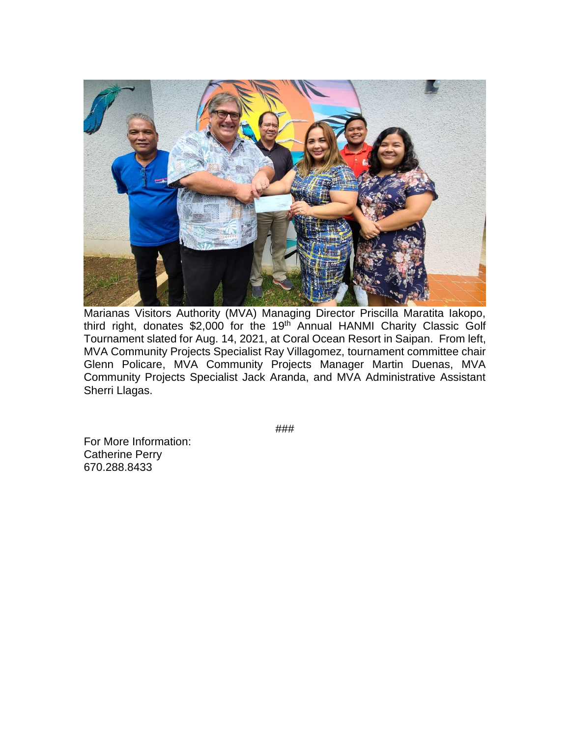Marianas Visitors Authority (MVA) Managing Director Priscilla Maratita Iakopo, third right, donates $2,000 for the 19th Annual HANMI Charity Classic Golf Tournament slated for Aug. 14, 2021, at Coral Ocean Resort in Saipan. From left, MVA Community Projects Specialist Ray Villagomez, tournament committee chair Glenn Policare, MVA Community Projects Manager Martin Duenas, MVA Community Projects Specialist Jack Aranda, and MVA Administrative Assistant Sherri Llagas.

###

For More Information:
Catherine Perry
670.288.8433